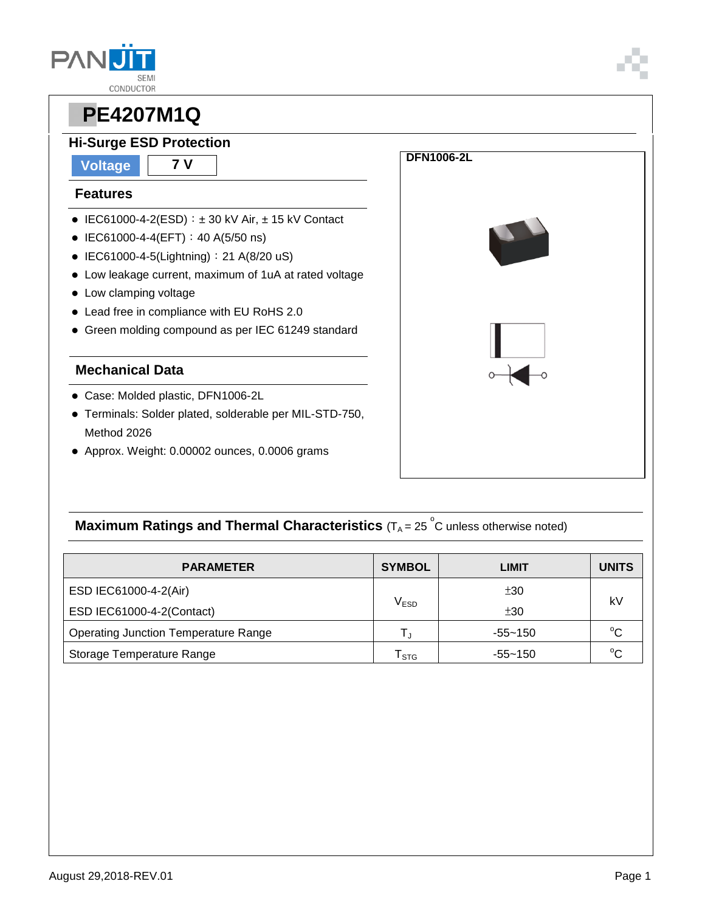# PE4207M1Q

## Hi-Surge ESD Protection

**Voltage** | **7 V**

### Features

- IEC61000-4-2(ESD)：± 30 kV Air, ± 15 kV Contact
- IEC61000-4-4(EFT)：40 A(5/50 ns)
- IEC61000-4-5(Lightning)：21 A(8/20 uS)
- Low leakage current, maximum of 1uA at rated voltage
- Low clamping voltage
- Lead free in compliance with EU RoHS 2.0
- Green molding compound as per IEC 61249 standard

### Mechanical Data

- Case: Molded plastic, DFN1006-2L
- Terminals: Solder plated, solderable per MIL-STD-750, Method 2026
- Approx. Weight: 0.00002 ounces, 0.0006 grams

**DFN1006-2L**

### Maximum Ratings and Thermal Characteristics ($T_A$ = 25 °C unless otherwise noted)

| PARAMETER | SYMBOL | LIMIT | UNITS |
|---|---|---|---|
| ESD IEC61000-4-2(Air) | $V_{ESD}$ | ±30 | kV |
| ESD IEC61000-4-2(Contact) | | ±30 | |
| Operating Junction Temperature Range | $T_J$ | -55~150 | °C |
| Storage Temperature Range | $T_{STG}$ | -55~150 | °C |

August 29,2018-REV.01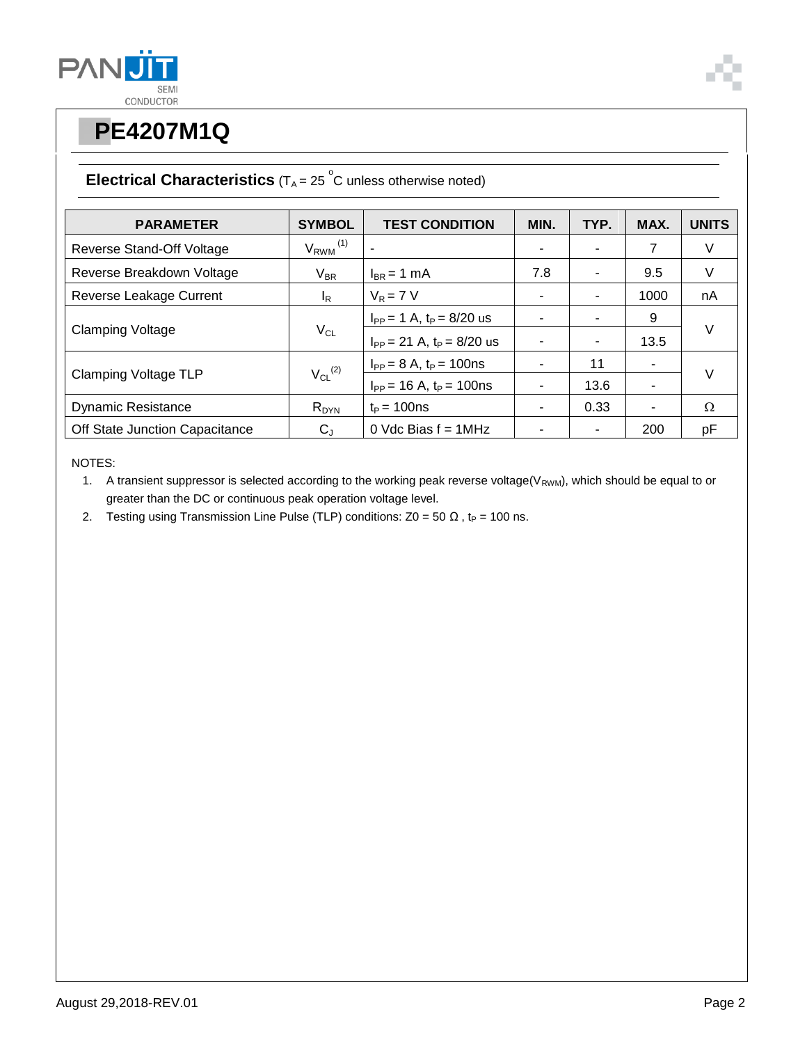# PE4207M1Q

## Electrical Characteristics ($T_A$ = 25 °C unless otherwise noted)

| PARAMETER | SYMBOL | TEST CONDITION | MIN. | TYP. | MAX. | UNITS |
|---|---|---|---|---|---|---|
| Reverse Stand-Off Voltage | $V_{RWM}$ (1) | - | - | - | 7 | V |
| Reverse Breakdown Voltage | $V_{BR}$ | $I_{BR}$ = 1 mA | 7.8 | - | 9.5 | V |
| Reverse Leakage Current | $I_R$ | $V_R$ = 7 V | - | - | 1000 | nA |
| Clamping Voltage | $V_{CL}$ | $I_{PP}$ = 1 A, $t_P$ = 8/20 us | - | - | 9 | V |
| | | $I_{PP}$ = 21 A, $t_P$ = 8/20 us | - | - | 13.5 | |
| Clamping Voltage TLP | $V_{CL}$ (2) | $I_{PP}$ = 8 A, $t_P$ = 100ns | - | 11 | - | V |
| | | $I_{PP}$ = 16 A, $t_P$ = 100ns | - | 13.6 | - | |
| Dynamic Resistance | $R_{DYN}$ | $t_P$ = 100ns | - | 0.33 | - | Ω |
| Off State Junction Capacitance | $C_J$ | 0 Vdc Bias f = 1MHz | - | - | 200 | pF |

NOTES:

1. A transient suppressor is selected according to the working peak reverse voltage($V_{RWM}$), which should be equal to or greater than the DC or continuous peak operation voltage level.
2. Testing using Transmission Line Pulse (TLP) conditions: Z0 = 50 Ω , $t_P$ = 100 ns.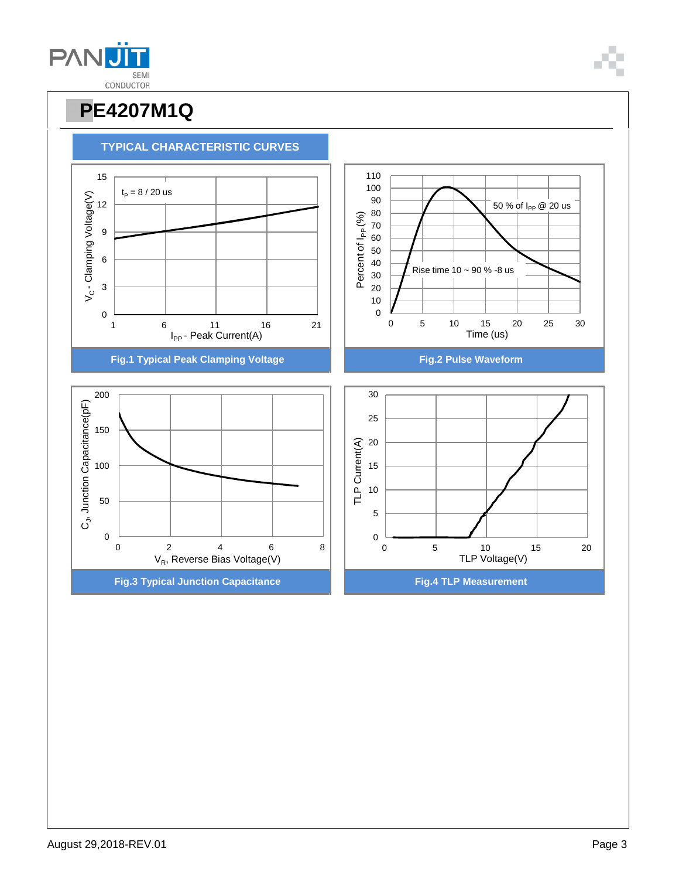# PE4207M1Q

## TYPICAL CHARACTERISTIC CURVES

$t_p$ = 8 / 20 us

$V_C$ - Clamping Voltage(V)

$I_{PP}$ - Peak Current(A)

**Fig.1 Typical Peak Clamping Voltage**

50 % of $I_{PP}$ @ 20 us

Rise time 10 ~ 90 % -8 us

Percent of $I_{PP}$ (%)

Time (us)

**Fig.2 Pulse Waveform**

$C_J$, Junction Capacitance(pF)

$V_R$, Reverse Bias Voltage(V)

**Fig.3 Typical Junction Capacitance**

TLP Current(A)

TLP Voltage(V)

**Fig.4 TLP Measurement**

August 29,2018-REV.01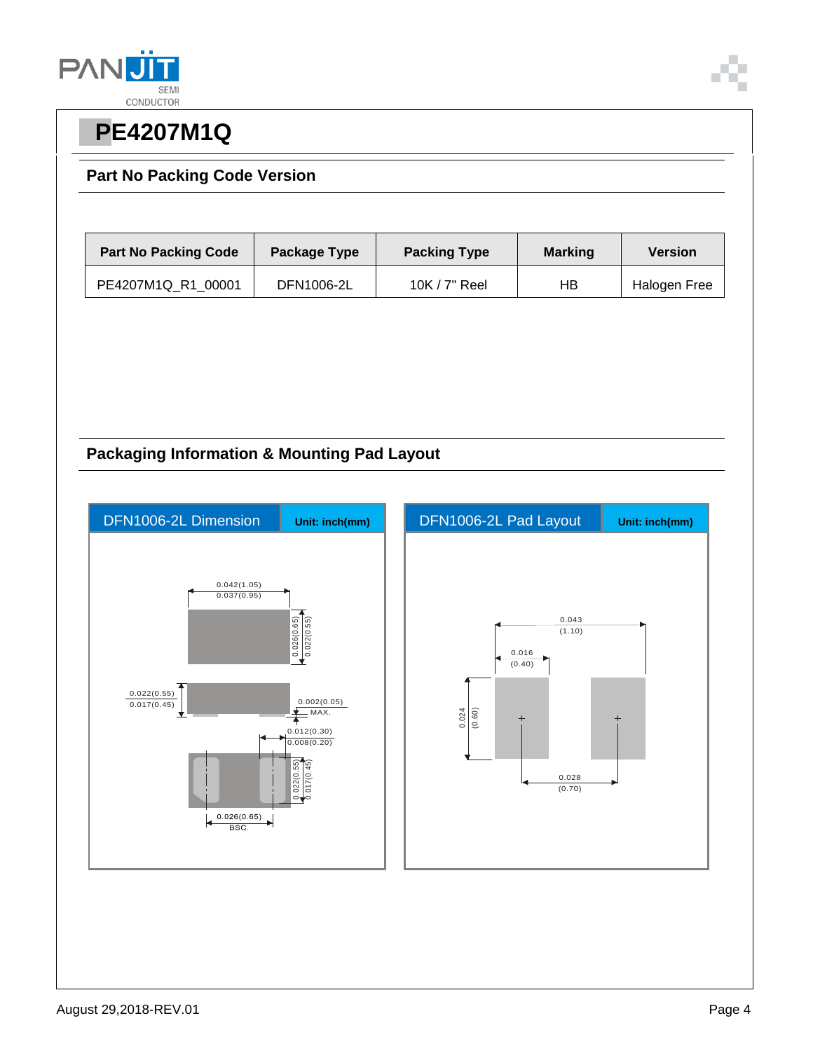# PE4207M1Q

## Part No Packing Code Version

| Part No Packing Code | Package Type | Packing Type | Marking | Version |
|---|---|---|---|---|
| PE4207M1Q_R1_00001 | DFN1006-2L | 10K / 7" Reel | HB | Halogen Free |

## Packaging Information & Mounting Pad Layout

**DFN1006-2L Dimension** — Unit: inch(mm)

0.042(1.05) / 0.037(0.95)

0.026(0.65) / 0.022(0.55)

0.022(0.55) / 0.017(0.45)

0.002(0.05) MAX.

0.012(0.30) / 0.008(0.20)

0.022(0.55) / 0.017(0.45)

0.026(0.65) BSC.

**DFN1006-2L Pad Layout** — Unit: inch(mm)

0.043 (1.10)

0.016 (0.40)

0.024 (0.60)

0.028 (0.70)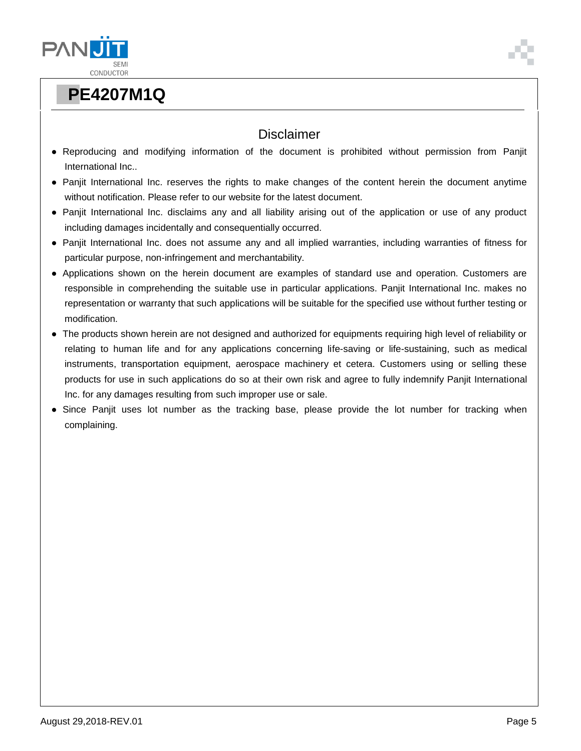# PE4207M1Q

## Disclaimer

- Reproducing and modifying information of the document is prohibited without permission from Panjit International Inc..
- Panjit International Inc. reserves the rights to make changes of the content herein the document anytime without notification. Please refer to our website for the latest document.
- Panjit International Inc. disclaims any and all liability arising out of the application or use of any product including damages incidentally and consequentially occurred.
- Panjit International Inc. does not assume any and all implied warranties, including warranties of fitness for particular purpose, non-infringement and merchantability.
- Applications shown on the herein document are examples of standard use and operation. Customers are responsible in comprehending the suitable use in particular applications. Panjit International Inc. makes no representation or warranty that such applications will be suitable for the specified use without further testing or modification.
- The products shown herein are not designed and authorized for equipments requiring high level of reliability or relating to human life and for any applications concerning life-saving or life-sustaining, such as medical instruments, transportation equipment, aerospace machinery et cetera. Customers using or selling these products for use in such applications do so at their own risk and agree to fully indemnify Panjit International Inc. for any damages resulting from such improper use or sale.
- Since Panjit uses lot number as the tracking base, please provide the lot number for tracking when complaining.